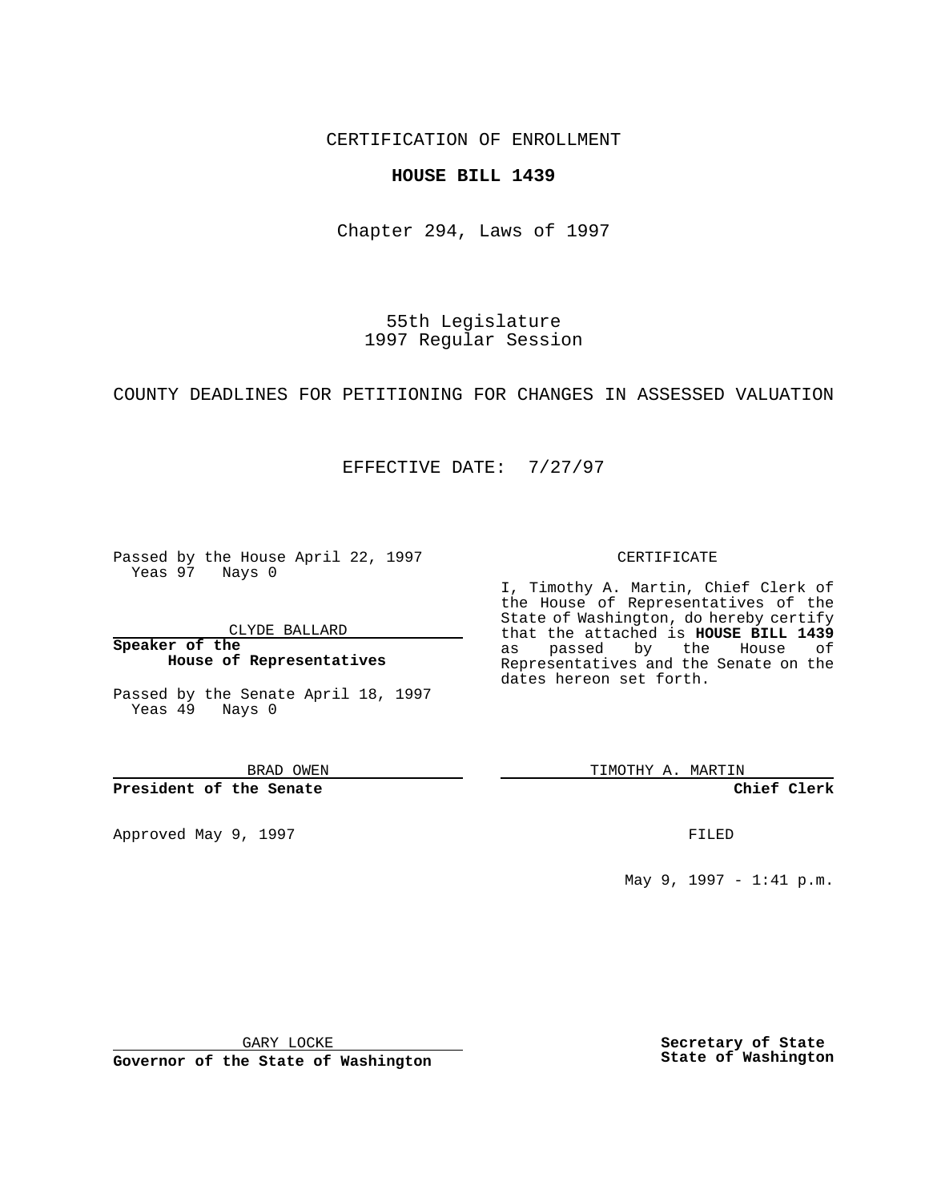CERTIFICATION OF ENROLLMENT

**HOUSE BILL 1439**

Chapter 294, Laws of 1997

55th Legislature
1997 Regular Session

COUNTY DEADLINES FOR PETITIONING FOR CHANGES IN ASSESSED VALUATION

EFFECTIVE DATE: 7/27/97

Passed by the House April 22, 1997
Yeas 97 Nays 0

CLYDE BALLARD

**Speaker of the House of Representatives**

Passed by the Senate April 18, 1997
Yeas 49 Nays 0

BRAD OWEN

**President of the Senate**

Approved May 9, 1997

GARY LOCKE

**Governor of the State of Washington**

CERTIFICATE

I, Timothy A. Martin, Chief Clerk of the House of Representatives of the State of Washington, do hereby certify that the attached is **HOUSE BILL 1439** as passed by the House of Representatives and the Senate on the dates hereon set forth.

TIMOTHY A. MARTIN

**Chief Clerk**

FILED

May 9, 1997 - 1:41 p.m.

**Secretary of State State of Washington**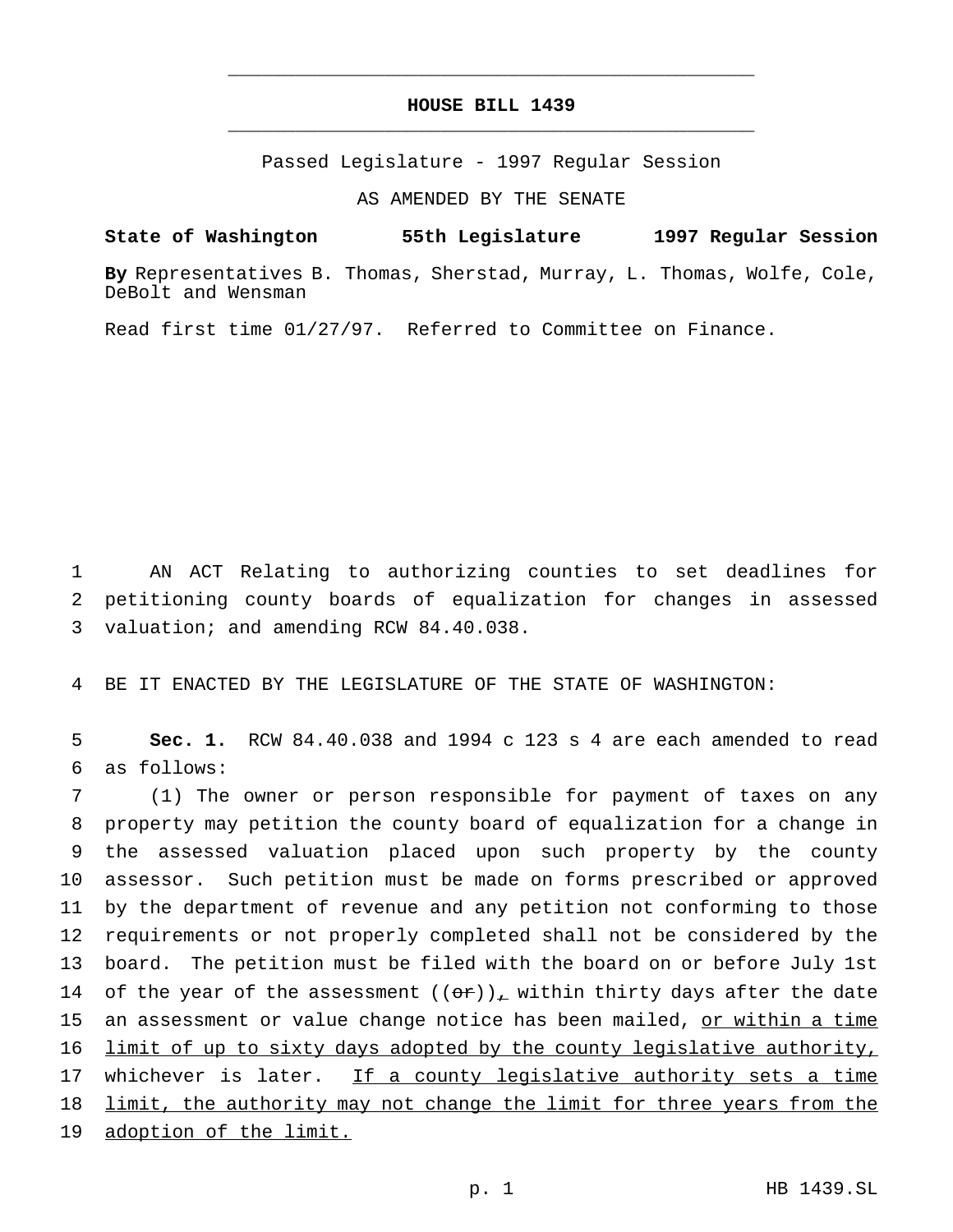# HOUSE BILL 1439

Passed Legislature - 1997 Regular Session

AS AMENDED BY THE SENATE

**State of Washington 55th Legislature 1997 Regular Session**

**By** Representatives B. Thomas, Sherstad, Murray, L. Thomas, Wolfe, Cole, DeBolt and Wensman

Read first time 01/27/97. Referred to Committee on Finance.

AN ACT Relating to authorizing counties to set deadlines for petitioning county boards of equalization for changes in assessed valuation; and amending RCW 84.40.038.

BE IT ENACTED BY THE LEGISLATURE OF THE STATE OF WASHINGTON:

**Sec. 1.** RCW 84.40.038 and 1994 c 123 s 4 are each amended to read as follows:

(1) The owner or person responsible for payment of taxes on any property may petition the county board of equalization for a change in the assessed valuation placed upon such property by the county assessor. Such petition must be made on forms prescribed or approved by the department of revenue and any petition not conforming to those requirements or not properly completed shall not be considered by the board. The petition must be filed with the board on or before July 1st of the year of the assessment ((~~or~~)), within thirty days after the date an assessment or value change notice has been mailed, <u>or within a time limit of up to sixty days adopted by the county legislative authority,</u> whichever is later. <u>If a county legislative authority sets a time limit, the authority may not change the limit for three years from the adoption of the limit.</u>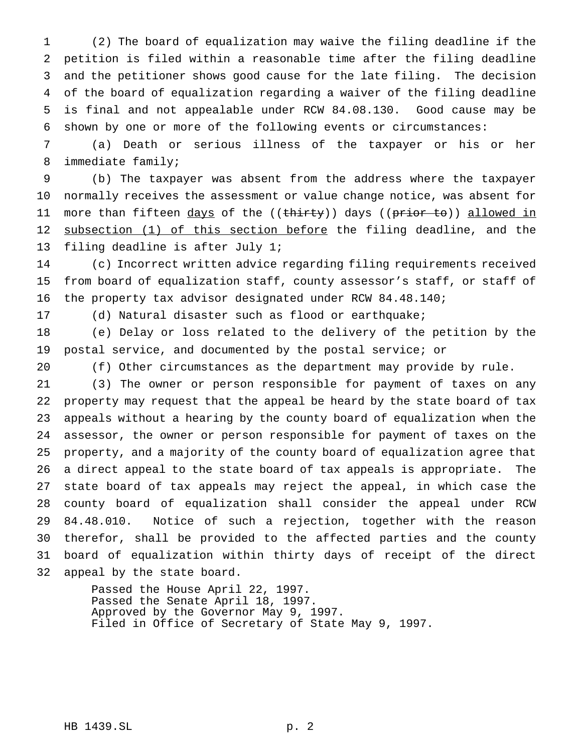(2) The board of equalization may waive the filing deadline if the petition is filed within a reasonable time after the filing deadline and the petitioner shows good cause for the late filing. The decision of the board of equalization regarding a waiver of the filing deadline is final and not appealable under RCW 84.08.130. Good cause may be shown by one or more of the following events or circumstances:

(a) Death or serious illness of the taxpayer or his or her immediate family;

(b) The taxpayer was absent from the address where the taxpayer normally receives the assessment or value change notice, was absent for more than fifteen days of the ((~~thirty~~)) days ((~~prior to~~)) allowed in subsection (1) of this section before the filing deadline, and the filing deadline is after July 1;

(c) Incorrect written advice regarding filing requirements received from board of equalization staff, county assessor's staff, or staff of the property tax advisor designated under RCW 84.48.140;

(d) Natural disaster such as flood or earthquake;

(e) Delay or loss related to the delivery of the petition by the postal service, and documented by the postal service; or

(f) Other circumstances as the department may provide by rule.

(3) The owner or person responsible for payment of taxes on any property may request that the appeal be heard by the state board of tax appeals without a hearing by the county board of equalization when the assessor, the owner or person responsible for payment of taxes on the property, and a majority of the county board of equalization agree that a direct appeal to the state board of tax appeals is appropriate. The state board of tax appeals may reject the appeal, in which case the county board of equalization shall consider the appeal under RCW 84.48.010. Notice of such a rejection, together with the reason therefor, shall be provided to the affected parties and the county board of equalization within thirty days of receipt of the direct appeal by the state board.

Passed the House April 22, 1997.
Passed the Senate April 18, 1997.
Approved by the Governor May 9, 1997.
Filed in Office of Secretary of State May 9, 1997.